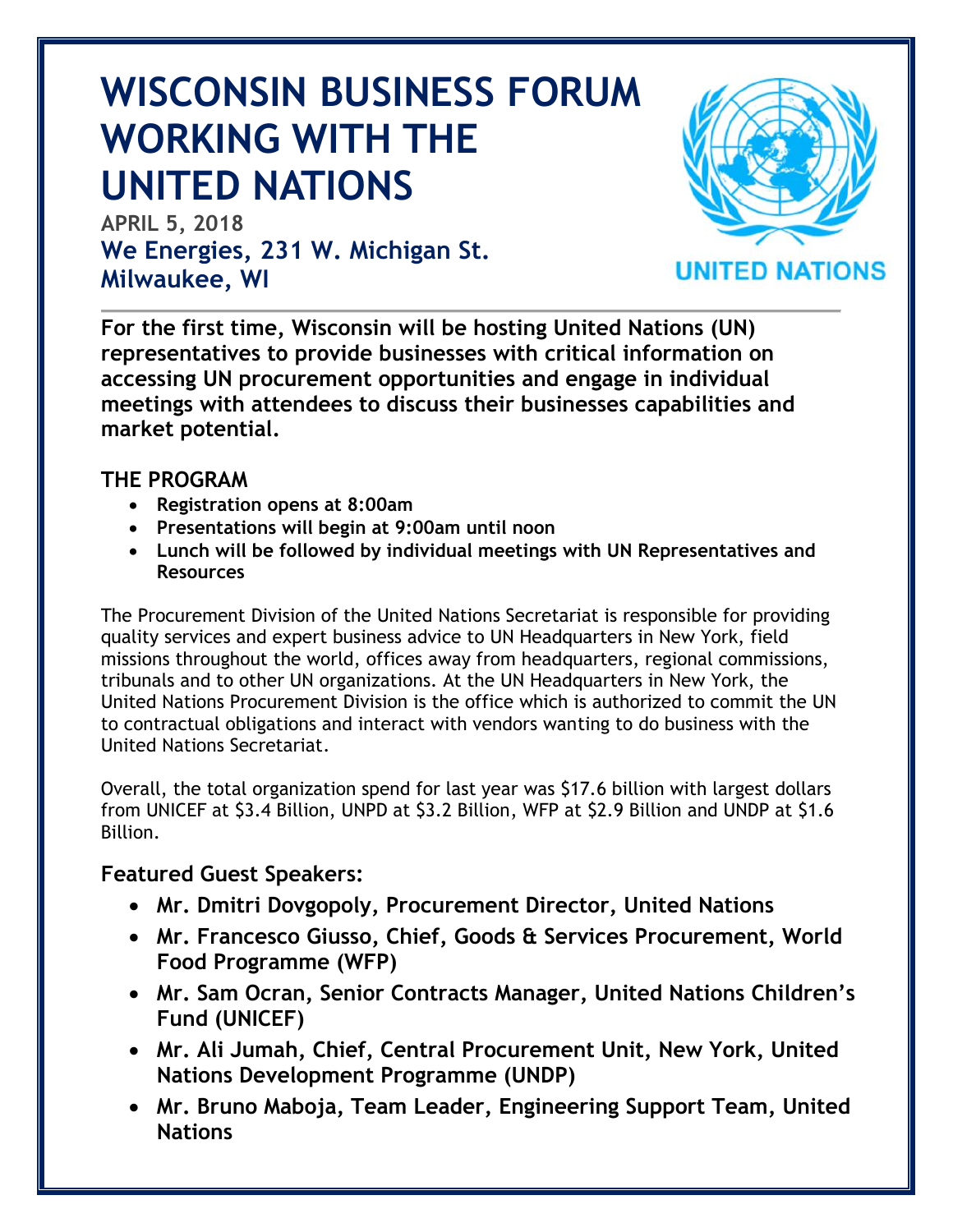# WISCONSIN BUSINESS FORUM WORKING WITH THE UNITED NATIONS

**APRIL 5, 2018**

**We Energies, 231 W. Michigan St.**
**Milwaukee, WI**

UNITED NATIONS

**For the first time, Wisconsin will be hosting United Nations (UN) representatives to provide businesses with critical information on accessing UN procurement opportunities and engage in individual meetings with attendees to discuss their businesses capabilities and market potential.**

## THE PROGRAM

- **Registration opens at 8:00am**
- **Presentations will begin at 9:00am until noon**
- **Lunch will be followed by individual meetings with UN Representatives and Resources**

The Procurement Division of the United Nations Secretariat is responsible for providing quality services and expert business advice to UN Headquarters in New York, field missions throughout the world, offices away from headquarters, regional commissions, tribunals and to other UN organizations. At the UN Headquarters in New York, the United Nations Procurement Division is the office which is authorized to commit the UN to contractual obligations and interact with vendors wanting to do business with the United Nations Secretariat.

Overall, the total organization spend for last year was $17.6 billion with largest dollars from UNICEF at $3.4 Billion, UNPD at $3.2 Billion, WFP at $2.9 Billion and UNDP at $1.6 Billion.

## Featured Guest Speakers:

- **Mr. Dmitri Dovgopoly, Procurement Director, United Nations**
- **Mr. Francesco Giusso, Chief, Goods & Services Procurement, World Food Programme (WFP)**
- **Mr. Sam Ocran, Senior Contracts Manager, United Nations Children's Fund (UNICEF)**
- **Mr. Ali Jumah, Chief, Central Procurement Unit, New York, United Nations Development Programme (UNDP)**
- **Mr. Bruno Maboja, Team Leader, Engineering Support Team, United Nations**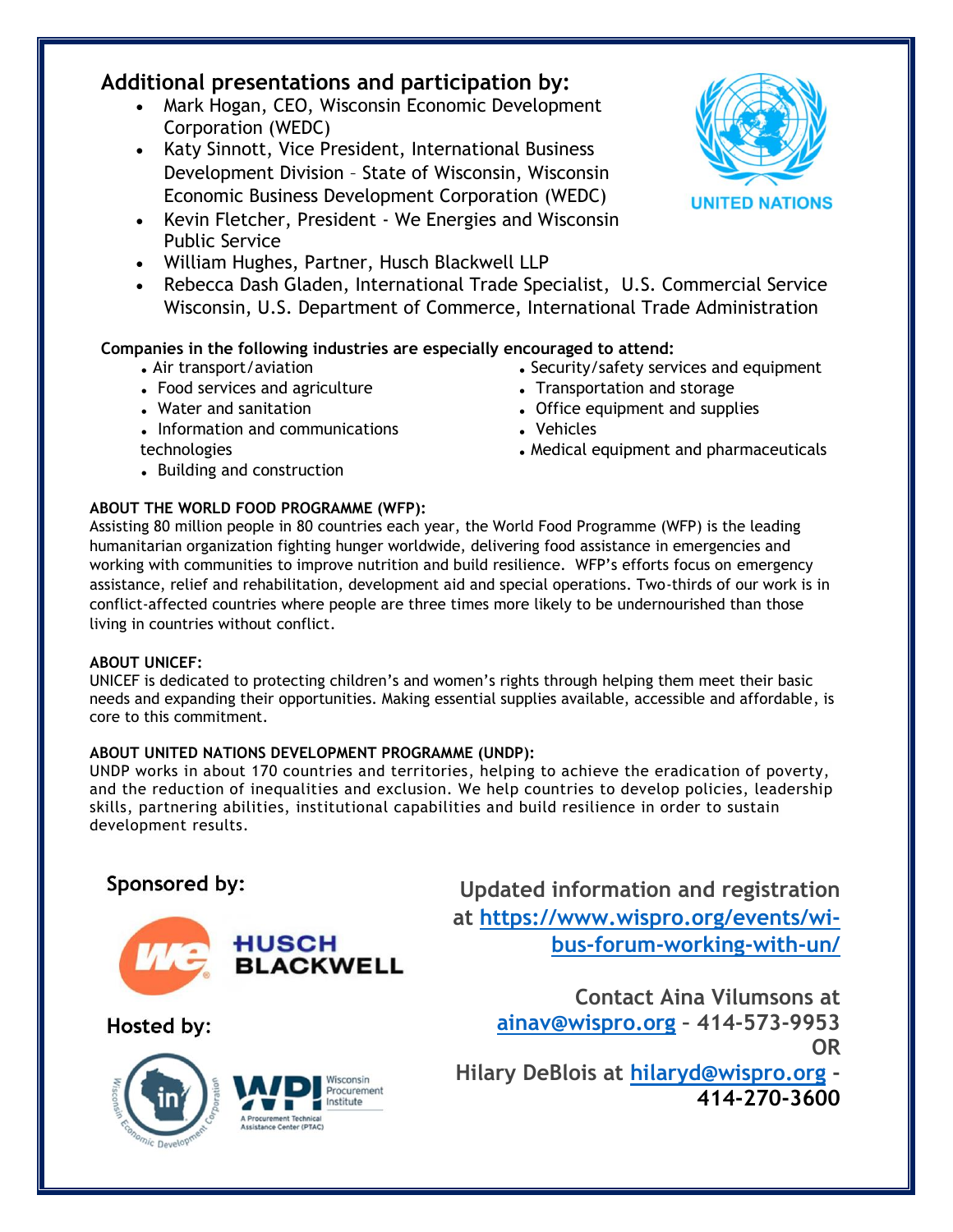## Additional presentations and participation by:

- Mark Hogan, CEO, Wisconsin Economic Development Corporation (WEDC)
- Katy Sinnott, Vice President, International Business Development Division – State of Wisconsin, Wisconsin Economic Business Development Corporation (WEDC)
- Kevin Fletcher, President - We Energies and Wisconsin Public Service
- William Hughes, Partner, Husch Blackwell LLP
- Rebecca Dash Gladen, International Trade Specialist, U.S. Commercial Service Wisconsin, U.S. Department of Commerce, International Trade Administration

**Companies in the following industries are especially encouraged to attend:**

- Air transport/aviation
- Food services and agriculture
- Water and sanitation
- Information and communications technologies
- Building and construction
- Security/safety services and equipment
- Transportation and storage
- Office equipment and supplies
- Vehicles
- Medical equipment and pharmaceuticals

**ABOUT THE WORLD FOOD PROGRAMME (WFP):**
Assisting 80 million people in 80 countries each year, the World Food Programme (WFP) is the leading humanitarian organization fighting hunger worldwide, delivering food assistance in emergencies and working with communities to improve nutrition and build resilience. WFP's efforts focus on emergency assistance, relief and rehabilitation, development aid and special operations. Two-thirds of our work is in conflict-affected countries where people are three times more likely to be undernourished than those living in countries without conflict.

**ABOUT UNICEF:**
UNICEF is dedicated to protecting children's and women's rights through helping them meet their basic needs and expanding their opportunities. Making essential supplies available, accessible and affordable, is core to this commitment.

**ABOUT UNITED NATIONS DEVELOPMENT PROGRAMME (UNDP):**
UNDP works in about 170 countries and territories, helping to achieve the eradication of poverty, and the reduction of inequalities and exclusion. We help countries to develop policies, leadership skills, partnering abilities, institutional capabilities and build resilience in order to sustain development results.

**Sponsored by:**

**Hosted by:**

**Updated information and registration at https://www.wispro.org/events/wi-bus-forum-working-with-un/**

**Contact Aina Vilumsons at ainav@wispro.org – 414-573-9953**

**OR**

**Hilary DeBlois at hilaryd@wispro.org - 414-270-3600**